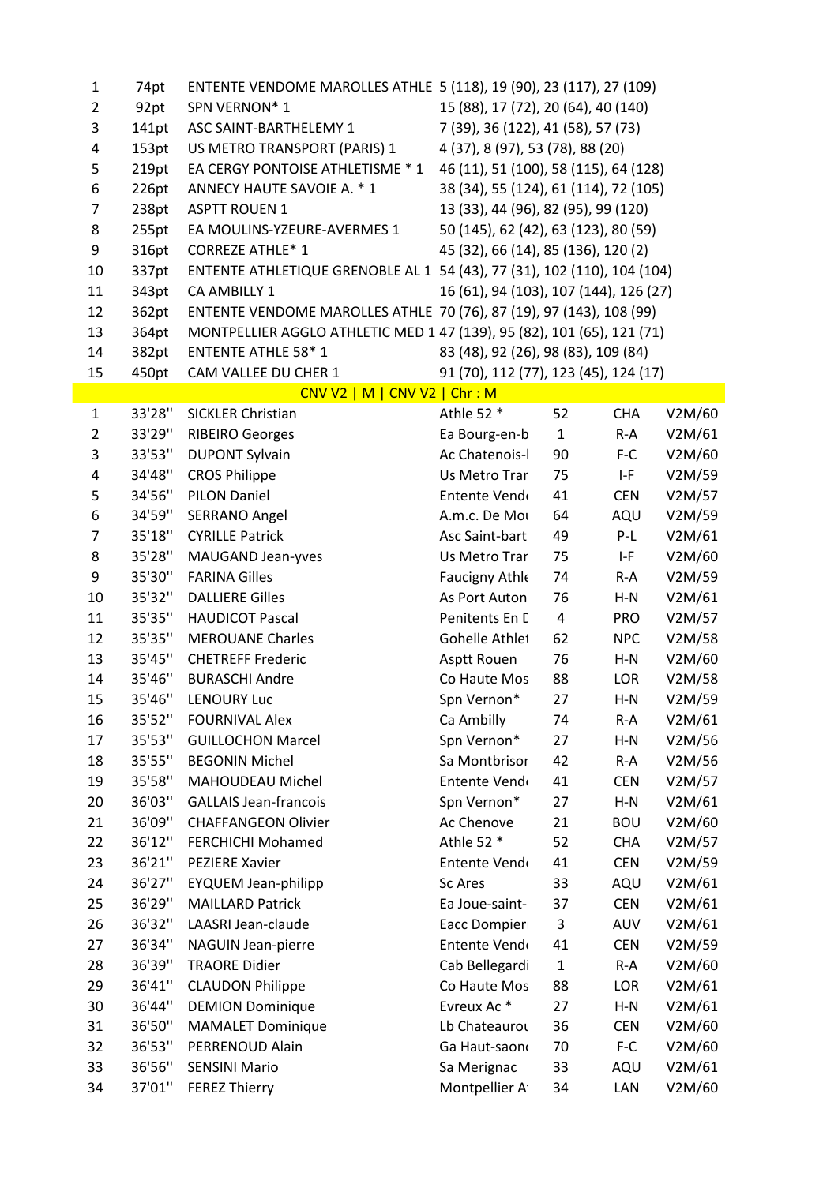| | | | |
|---|---|---|---|
| 1 | 74pt | ENTENTE VENDOME MAROLLES ATHLE | 5 (118), 19 (90), 23 (117), 27 (109) |
| 2 | 92pt | SPN VERNON* 1 | 15 (88), 17 (72), 20 (64), 40 (140) |
| 3 | 141pt | ASC SAINT-BARTHELEMY 1 | 7 (39), 36 (122), 41 (58), 57 (73) |
| 4 | 153pt | US METRO TRANSPORT (PARIS) 1 | 4 (37), 8 (97), 53 (78), 88 (20) |
| 5 | 219pt | EA CERGY PONTOISE ATHLETISME * 1 | 46 (11), 51 (100), 58 (115), 64 (128) |
| 6 | 226pt | ANNECY HAUTE SAVOIE A. * 1 | 38 (34), 55 (124), 61 (114), 72 (105) |
| 7 | 238pt | ASPTT ROUEN 1 | 13 (33), 44 (96), 82 (95), 99 (120) |
| 8 | 255pt | EA MOULINS-YZEURE-AVERMES 1 | 50 (145), 62 (42), 63 (123), 80 (59) |
| 9 | 316pt | CORREZE ATHLE* 1 | 45 (32), 66 (14), 85 (136), 120 (2) |
| 10 | 337pt | ENTENTE ATHLETIQUE GRENOBLE AL 1 | 54 (43), 77 (31), 102 (110), 104 (104) |
| 11 | 343pt | CA AMBILLY 1 | 16 (61), 94 (103), 107 (144), 126 (27) |
| 12 | 362pt | ENTENTE VENDOME MAROLLES ATHLE | 70 (76), 87 (19), 97 (143), 108 (99) |
| 13 | 364pt | MONTPELLIER AGGLO ATHLETIC MED 1 | 47 (139), 95 (82), 101 (65), 121 (71) |
| 14 | 382pt | ENTENTE ATHLE 58* 1 | 83 (48), 92 (26), 98 (83), 109 (84) |
| 15 | 450pt | CAM VALLEE DU CHER 1 | 91 (70), 112 (77), 123 (45), 124 (17) |

**CNV V2 | M | CNV V2 | Chr : M**

| | | | | | | |
|---|---|---|---|---|---|---|
| 1 | 33'28'' | SICKLER Christian | Athle 52 * | 52 | CHA | V2M/60 |
| 2 | 33'29'' | RIBEIRO Georges | Ea Bourg-en-b | 1 | R-A | V2M/61 |
| 3 | 33'53'' | DUPONT Sylvain | Ac Chatenois-l | 90 | F-C | V2M/60 |
| 4 | 34'48'' | CROS Philippe | Us Metro Trar | 75 | I-F | V2M/59 |
| 5 | 34'56'' | PILON Daniel | Entente Vend | 41 | CEN | V2M/57 |
| 6 | 34'59'' | SERRANO Angel | A.m.c. De Mo | 64 | AQU | V2M/59 |
| 7 | 35'18'' | CYRILLE Patrick | Asc Saint-bart | 49 | P-L | V2M/61 |
| 8 | 35'28'' | MAUGAND Jean-yves | Us Metro Trar | 75 | I-F | V2M/60 |
| 9 | 35'30'' | FARINA Gilles | Faucigny Athle | 74 | R-A | V2M/59 |
| 10 | 35'32'' | DALLIERE Gilles | As Port Auton | 76 | H-N | V2M/61 |
| 11 | 35'35'' | HAUDICOT Pascal | Penitents En D | 4 | PRO | V2M/57 |
| 12 | 35'35'' | MEROUANE Charles | Gohelle Athlet | 62 | NPC | V2M/58 |
| 13 | 35'45'' | CHETREFF Frederic | Asptt Rouen | 76 | H-N | V2M/60 |
| 14 | 35'46'' | BURASCHI Andre | Co Haute Mos | 88 | LOR | V2M/58 |
| 15 | 35'46'' | LENOURY Luc | Spn Vernon* | 27 | H-N | V2M/59 |
| 16 | 35'52'' | FOURNIVAL Alex | Ca Ambilly | 74 | R-A | V2M/61 |
| 17 | 35'53'' | GUILLOCHON Marcel | Spn Vernon* | 27 | H-N | V2M/56 |
| 18 | 35'55'' | BEGONIN Michel | Sa Montbrisor | 42 | R-A | V2M/56 |
| 19 | 35'58'' | MAHOUDEAU Michel | Entente Vend | 41 | CEN | V2M/57 |
| 20 | 36'03'' | GALLAIS Jean-francois | Spn Vernon* | 27 | H-N | V2M/61 |
| 21 | 36'09'' | CHAFFANGEON Olivier | Ac Chenove | 21 | BOU | V2M/60 |
| 22 | 36'12'' | FERCHICHI Mohamed | Athle 52 * | 52 | CHA | V2M/57 |
| 23 | 36'21'' | PEZIERE Xavier | Entente Vend | 41 | CEN | V2M/59 |
| 24 | 36'27'' | EYQUEM Jean-philipp | Sc Ares | 33 | AQU | V2M/61 |
| 25 | 36'29'' | MAILLARD Patrick | Ea Joue-saint- | 37 | CEN | V2M/61 |
| 26 | 36'32'' | LAASRI Jean-claude | Eacc Dompier | 3 | AUV | V2M/61 |
| 27 | 36'34'' | NAGUIN Jean-pierre | Entente Vend | 41 | CEN | V2M/59 |
| 28 | 36'39'' | TRAORE Didier | Cab Bellegard | 1 | R-A | V2M/60 |
| 29 | 36'41'' | CLAUDON Philippe | Co Haute Mos | 88 | LOR | V2M/61 |
| 30 | 36'44'' | DEMION Dominique | Evreux Ac * | 27 | H-N | V2M/61 |
| 31 | 36'50'' | MAMALET Dominique | Lb Chateaurou | 36 | CEN | V2M/60 |
| 32 | 36'53'' | PERRENOUD Alain | Ga Haut-saon | 70 | F-C | V2M/60 |
| 33 | 36'56'' | SENSINI Mario | Sa Merignac | 33 | AQU | V2M/61 |
| 34 | 37'01'' | FEREZ Thierry | Montpellier A | 34 | LAN | V2M/60 |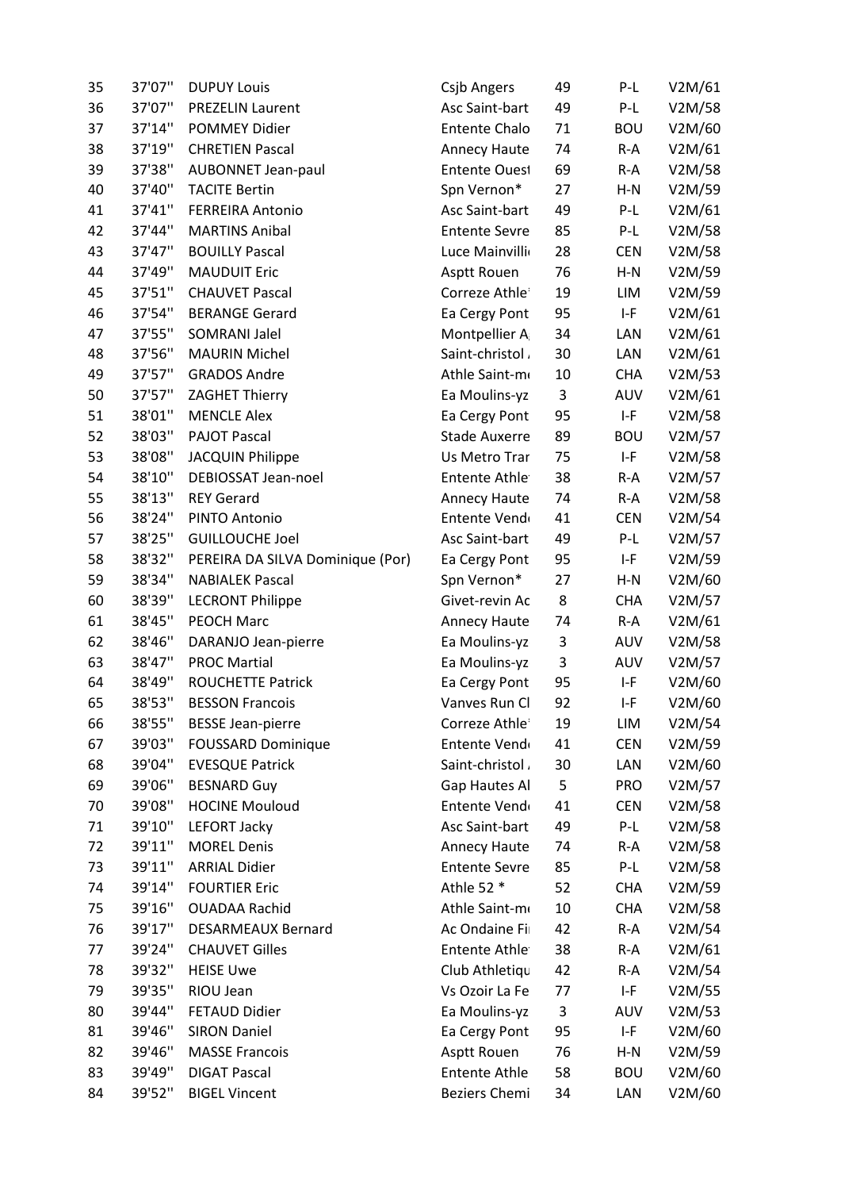| | | | | | | |
|---|---|---|---|---|---|---|
| 35 | 37'07'' | DUPUY Louis | Csjb Angers | 49 | P-L | V2M/61 |
| 36 | 37'07'' | PREZELIN Laurent | Asc Saint-bart | 49 | P-L | V2M/58 |
| 37 | 37'14'' | POMMEY Didier | Entente Chalo | 71 | BOU | V2M/60 |
| 38 | 37'19'' | CHRETIEN Pascal | Annecy Haute | 74 | R-A | V2M/61 |
| 39 | 37'38'' | AUBONNET Jean-paul | Entente Ouest | 69 | R-A | V2M/58 |
| 40 | 37'40'' | TACITE Bertin | Spn Vernon* | 27 | H-N | V2M/59 |
| 41 | 37'41'' | FERREIRA Antonio | Asc Saint-bart | 49 | P-L | V2M/61 |
| 42 | 37'44'' | MARTINS Anibal | Entente Sevre | 85 | P-L | V2M/58 |
| 43 | 37'47'' | BOUILLY Pascal | Luce Mainvilli | 28 | CEN | V2M/58 |
| 44 | 37'49'' | MAUDUIT Eric | Asptt Rouen | 76 | H-N | V2M/59 |
| 45 | 37'51'' | CHAUVET Pascal | Correze Athle | 19 | LIM | V2M/59 |
| 46 | 37'54'' | BERANGE Gerard | Ea Cergy Pont | 95 | I-F | V2M/61 |
| 47 | 37'55'' | SOMRANI Jalel | Montpellier A | 34 | LAN | V2M/61 |
| 48 | 37'56'' | MAURIN Michel | Saint-christol | 30 | LAN | V2M/61 |
| 49 | 37'57'' | GRADOS Andre | Athle Saint-m | 10 | CHA | V2M/53 |
| 50 | 37'57'' | ZAGHET Thierry | Ea Moulins-yz | 3 | AUV | V2M/61 |
| 51 | 38'01'' | MENCLE Alex | Ea Cergy Pont | 95 | I-F | V2M/58 |
| 52 | 38'03'' | PAJOT Pascal | Stade Auxerre | 89 | BOU | V2M/57 |
| 53 | 38'08'' | JACQUIN Philippe | Us Metro Trar | 75 | I-F | V2M/58 |
| 54 | 38'10'' | DEBIOSSAT Jean-noel | Entente Athle | 38 | R-A | V2M/57 |
| 55 | 38'13'' | REY Gerard | Annecy Haute | 74 | R-A | V2M/58 |
| 56 | 38'24'' | PINTO Antonio | Entente Vend | 41 | CEN | V2M/54 |
| 57 | 38'25'' | GUILLOUCHE Joel | Asc Saint-bart | 49 | P-L | V2M/57 |
| 58 | 38'32'' | PEREIRA DA SILVA Dominique (Por) | Ea Cergy Pont | 95 | I-F | V2M/59 |
| 59 | 38'34'' | NABIALEK Pascal | Spn Vernon* | 27 | H-N | V2M/60 |
| 60 | 38'39'' | LECRONT Philippe | Givet-revin Ac | 8 | CHA | V2M/57 |
| 61 | 38'45'' | PEOCH Marc | Annecy Haute | 74 | R-A | V2M/61 |
| 62 | 38'46'' | DARANJO Jean-pierre | Ea Moulins-yz | 3 | AUV | V2M/58 |
| 63 | 38'47'' | PROC Martial | Ea Moulins-yz | 3 | AUV | V2M/57 |
| 64 | 38'49'' | ROUCHETTE Patrick | Ea Cergy Pont | 95 | I-F | V2M/60 |
| 65 | 38'53'' | BESSON Francois | Vanves Run Cl | 92 | I-F | V2M/60 |
| 66 | 38'55'' | BESSE Jean-pierre | Correze Athle | 19 | LIM | V2M/54 |
| 67 | 39'03'' | FOUSSARD Dominique | Entente Vend | 41 | CEN | V2M/59 |
| 68 | 39'04'' | EVESQUE Patrick | Saint-christol | 30 | LAN | V2M/60 |
| 69 | 39'06'' | BESNARD Guy | Gap Hautes Al | 5 | PRO | V2M/57 |
| 70 | 39'08'' | HOCINE Mouloud | Entente Vend | 41 | CEN | V2M/58 |
| 71 | 39'10'' | LEFORT Jacky | Asc Saint-bart | 49 | P-L | V2M/58 |
| 72 | 39'11'' | MOREL Denis | Annecy Haute | 74 | R-A | V2M/58 |
| 73 | 39'11'' | ARRIAL Didier | Entente Sevre | 85 | P-L | V2M/58 |
| 74 | 39'14'' | FOURTIER Eric | Athle 52 * | 52 | CHA | V2M/59 |
| 75 | 39'16'' | OUADAA Rachid | Athle Saint-m | 10 | CHA | V2M/58 |
| 76 | 39'17'' | DESARMEAUX Bernard | Ac Ondaine Fi | 42 | R-A | V2M/54 |
| 77 | 39'24'' | CHAUVET Gilles | Entente Athle | 38 | R-A | V2M/61 |
| 78 | 39'32'' | HEISE Uwe | Club Athletiqu | 42 | R-A | V2M/54 |
| 79 | 39'35'' | RIOU Jean | Vs Ozoir La Fe | 77 | I-F | V2M/55 |
| 80 | 39'44'' | FETAUD Didier | Ea Moulins-yz | 3 | AUV | V2M/53 |
| 81 | 39'46'' | SIRON Daniel | Ea Cergy Pont | 95 | I-F | V2M/60 |
| 82 | 39'46'' | MASSE Francois | Asptt Rouen | 76 | H-N | V2M/59 |
| 83 | 39'49'' | DIGAT Pascal | Entente Athle | 58 | BOU | V2M/60 |
| 84 | 39'52'' | BIGEL Vincent | Beziers Chemi | 34 | LAN | V2M/60 |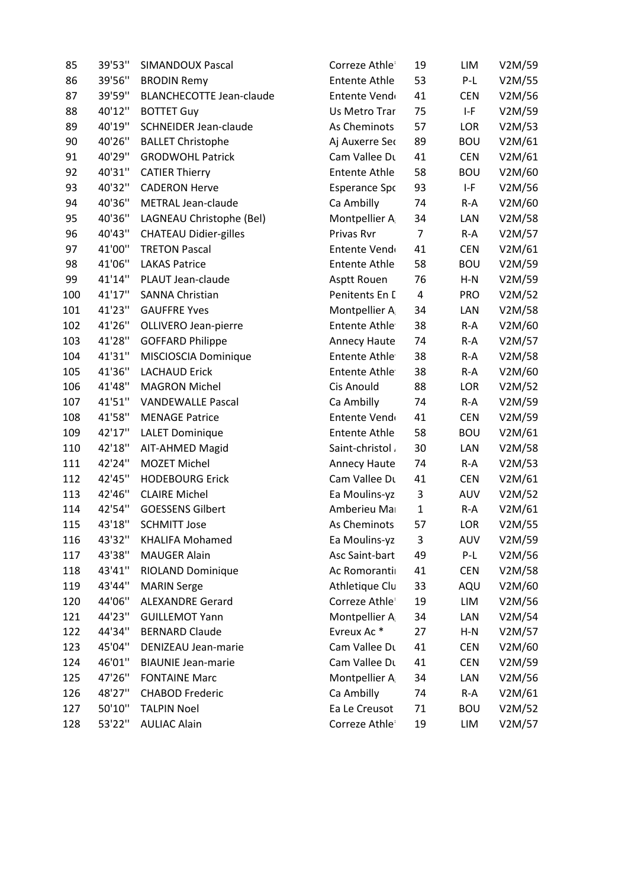| | | | | | | |
|---|---|---|---|---|---|---|
| 85 | 39'53'' | SIMANDOUX Pascal | Correze Athle | 19 | LIM | V2M/59 |
| 86 | 39'56'' | BRODIN Remy | Entente Athle | 53 | P-L | V2M/55 |
| 87 | 39'59'' | BLANCHECOTTE Jean-claude | Entente Vend | 41 | CEN | V2M/56 |
| 88 | 40'12'' | BOTTET Guy | Us Metro Trar | 75 | I-F | V2M/59 |
| 89 | 40'19'' | SCHNEIDER Jean-claude | As Cheminots | 57 | LOR | V2M/53 |
| 90 | 40'26'' | BALLET Christophe | Aj Auxerre Sec | 89 | BOU | V2M/61 |
| 91 | 40'29'' | GRODWOHL Patrick | Cam Vallee Du | 41 | CEN | V2M/61 |
| 92 | 40'31'' | CATIER Thierry | Entente Athle | 58 | BOU | V2M/60 |
| 93 | 40'32'' | CADERON Herve | Esperance Spc | 93 | I-F | V2M/56 |
| 94 | 40'36'' | METRAL Jean-claude | Ca Ambilly | 74 | R-A | V2M/60 |
| 95 | 40'36'' | LAGNEAU Christophe (Bel) | Montpellier A | 34 | LAN | V2M/58 |
| 96 | 40'43'' | CHATEAU Didier-gilles | Privas Rvr | 7 | R-A | V2M/57 |
| 97 | 41'00'' | TRETON Pascal | Entente Vend | 41 | CEN | V2M/61 |
| 98 | 41'06'' | LAKAS Patrice | Entente Athle | 58 | BOU | V2M/59 |
| 99 | 41'14'' | PLAUT Jean-claude | Asptt Rouen | 76 | H-N | V2M/59 |
| 100 | 41'17'' | SANNA Christian | Penitents En D | 4 | PRO | V2M/52 |
| 101 | 41'23'' | GAUFFRE Yves | Montpellier A | 34 | LAN | V2M/58 |
| 102 | 41'26'' | OLLIVERO Jean-pierre | Entente Athle | 38 | R-A | V2M/60 |
| 103 | 41'28'' | GOFFARD Philippe | Annecy Haute | 74 | R-A | V2M/57 |
| 104 | 41'31'' | MISCIOSCIA Dominique | Entente Athle | 38 | R-A | V2M/58 |
| 105 | 41'36'' | LACHAUD Erick | Entente Athle | 38 | R-A | V2M/60 |
| 106 | 41'48'' | MAGRON Michel | Cis Anould | 88 | LOR | V2M/52 |
| 107 | 41'51'' | VANDEWALLE Pascal | Ca Ambilly | 74 | R-A | V2M/59 |
| 108 | 41'58'' | MENAGE Patrice | Entente Vend | 41 | CEN | V2M/59 |
| 109 | 42'17'' | LALET Dominique | Entente Athle | 58 | BOU | V2M/61 |
| 110 | 42'18'' | AIT-AHMED Magid | Saint-christol | 30 | LAN | V2M/58 |
| 111 | 42'24'' | MOZET Michel | Annecy Haute | 74 | R-A | V2M/53 |
| 112 | 42'45'' | HODEBOURG Erick | Cam Vallee Du | 41 | CEN | V2M/61 |
| 113 | 42'46'' | CLAIRE Michel | Ea Moulins-yz | 3 | AUV | V2M/52 |
| 114 | 42'54'' | GOESSENS Gilbert | Amberieu Ma | 1 | R-A | V2M/61 |
| 115 | 43'18'' | SCHMITT Jose | As Cheminots | 57 | LOR | V2M/55 |
| 116 | 43'32'' | KHALIFA Mohamed | Ea Moulins-yz | 3 | AUV | V2M/59 |
| 117 | 43'38'' | MAUGER Alain | Asc Saint-bart | 49 | P-L | V2M/56 |
| 118 | 43'41'' | RIOLAND Dominique | Ac Romorantir | 41 | CEN | V2M/58 |
| 119 | 43'44'' | MARIN Serge | Athletique Clu | 33 | AQU | V2M/60 |
| 120 | 44'06'' | ALEXANDRE Gerard | Correze Athle | 19 | LIM | V2M/56 |
| 121 | 44'23'' | GUILLEMOT Yann | Montpellier A | 34 | LAN | V2M/54 |
| 122 | 44'34'' | BERNARD Claude | Evreux Ac * | 27 | H-N | V2M/57 |
| 123 | 45'04'' | DENIZEAU Jean-marie | Cam Vallee Du | 41 | CEN | V2M/60 |
| 124 | 46'01'' | BIAUNIE Jean-marie | Cam Vallee Du | 41 | CEN | V2M/59 |
| 125 | 47'26'' | FONTAINE Marc | Montpellier A | 34 | LAN | V2M/56 |
| 126 | 48'27'' | CHABOD Frederic | Ca Ambilly | 74 | R-A | V2M/61 |
| 127 | 50'10'' | TALPIN Noel | Ea Le Creusot | 71 | BOU | V2M/52 |
| 128 | 53'22'' | AULIAC Alain | Correze Athle | 19 | LIM | V2M/57 |